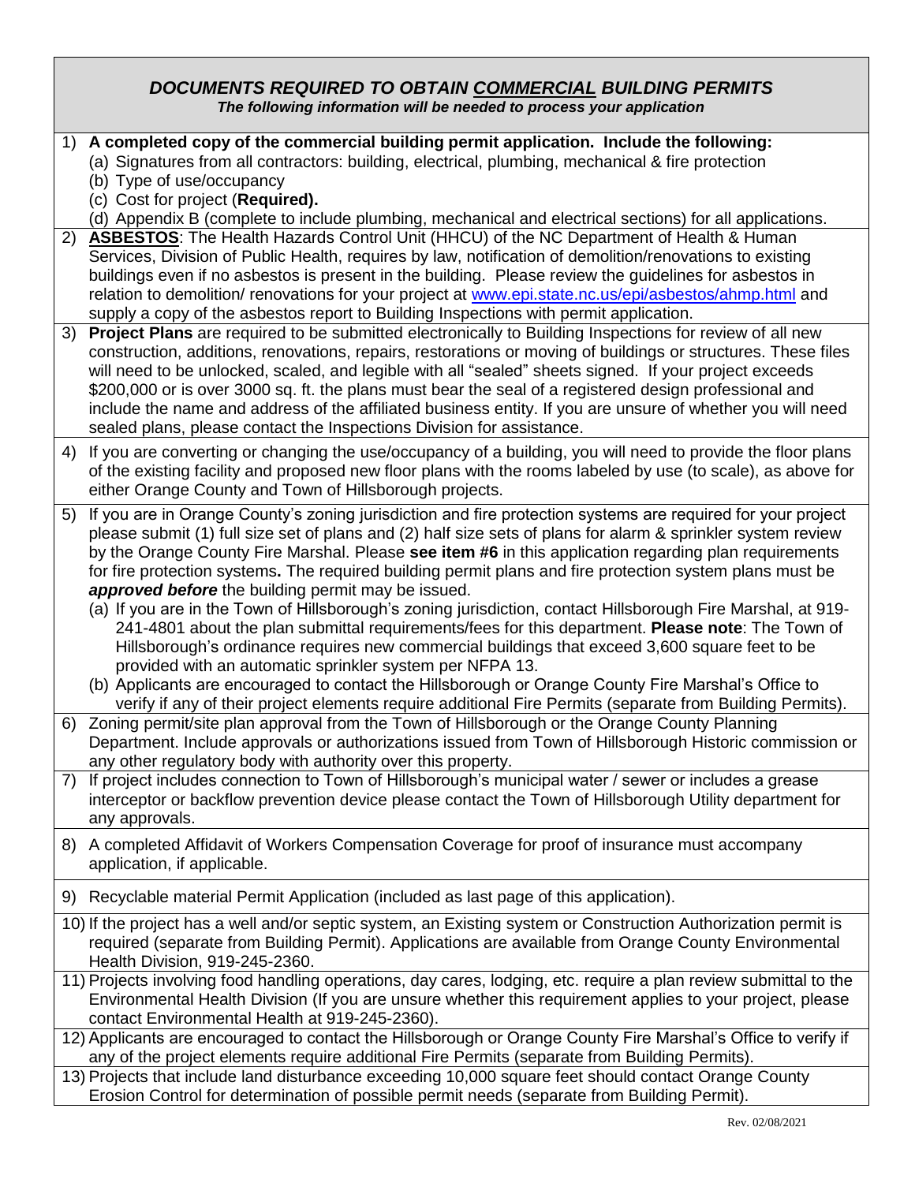## *DOCUMENTS REQUIRED TO OBTAIN COMMERCIAL BUILDING PERMITS*

***The following information will be needed to process your application***

1) **A completed copy of the commercial building permit application. Include the following:**
   (a) Signatures from all contractors: building, electrical, plumbing, mechanical & fire protection
   (b) Type of use/occupancy
   (c) Cost for project (**Required).**
   (d) Appendix B (complete to include plumbing, mechanical and electrical sections) for all applications.
2) **ASBESTOS**: The Health Hazards Control Unit (HHCU) of the NC Department of Health & Human Services, Division of Public Health, requires by law, notification of demolition/renovations to existing buildings even if no asbestos is present in the building. Please review the guidelines for asbestos in relation to demolition/ renovations for your project at www.epi.state.nc.us/epi/asbestos/ahmp.html and supply a copy of the asbestos report to Building Inspections with permit application.
3) **Project Plans** are required to be submitted electronically to Building Inspections for review of all new construction, additions, renovations, repairs, restorations or moving of buildings or structures. These files will need to be unlocked, scaled, and legible with all "sealed" sheets signed. If your project exceeds $200,000 or is over 3000 sq. ft. the plans must bear the seal of a registered design professional and include the name and address of the affiliated business entity. If you are unsure of whether you will need sealed plans, please contact the Inspections Division for assistance.
4) If you are converting or changing the use/occupancy of a building, you will need to provide the floor plans of the existing facility and proposed new floor plans with the rooms labeled by use (to scale), as above for either Orange County and Town of Hillsborough projects.
5) If you are in Orange County's zoning jurisdiction and fire protection systems are required for your project please submit (1) full size set of plans and (2) half size sets of plans for alarm & sprinkler system review by the Orange County Fire Marshal. Please **see item #6** in this application regarding plan requirements for fire protection systems**.** The required building permit plans and fire protection system plans must be ***approved before*** the building permit may be issued.
   (a) If you are in the Town of Hillsborough's zoning jurisdiction, contact Hillsborough Fire Marshal, at 919-241-4801 about the plan submittal requirements/fees for this department. **Please note**: The Town of Hillsborough's ordinance requires new commercial buildings that exceed 3,600 square feet to be provided with an automatic sprinkler system per NFPA 13.
   (b) Applicants are encouraged to contact the Hillsborough or Orange County Fire Marshal's Office to verify if any of their project elements require additional Fire Permits (separate from Building Permits).
6) Zoning permit/site plan approval from the Town of Hillsborough or the Orange County Planning Department. Include approvals or authorizations issued from Town of Hillsborough Historic commission or any other regulatory body with authority over this property.
7) If project includes connection to Town of Hillsborough's municipal water / sewer or includes a grease interceptor or backflow prevention device please contact the Town of Hillsborough Utility department for any approvals.
8) A completed Affidavit of Workers Compensation Coverage for proof of insurance must accompany application, if applicable.
9) Recyclable material Permit Application (included as last page of this application).
10) If the project has a well and/or septic system, an Existing system or Construction Authorization permit is required (separate from Building Permit). Applications are available from Orange County Environmental Health Division, 919-245-2360.
11) Projects involving food handling operations, day cares, lodging, etc. require a plan review submittal to the Environmental Health Division (If you are unsure whether this requirement applies to your project, please contact Environmental Health at 919-245-2360).
12) Applicants are encouraged to contact the Hillsborough or Orange County Fire Marshal's Office to verify if any of the project elements require additional Fire Permits (separate from Building Permits).
13) Projects that include land disturbance exceeding 10,000 square feet should contact Orange County Erosion Control for determination of possible permit needs (separate from Building Permit).

Rev. 02/08/2021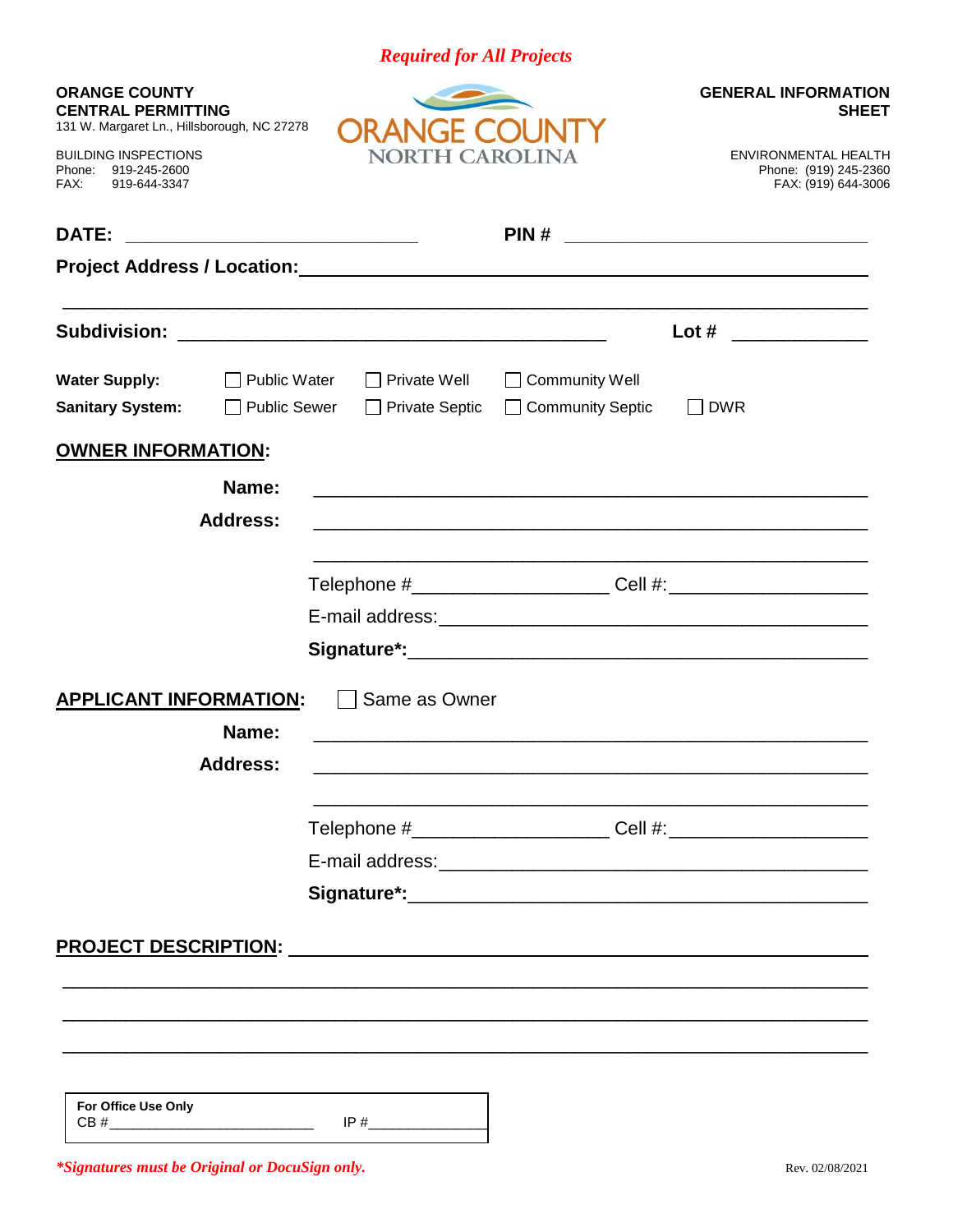*Required for All Projects*

**ORANGE COUNTY**
**CENTRAL PERMITTING**
131 W. Margaret Ln., Hillsborough, NC 27278

BUILDING INSPECTIONS
Phone: 919-245-2600
FAX: 919-644-3347

ORANGE COUNTY
NORTH CAROLINA

**GENERAL INFORMATION SHEET**

ENVIRONMENTAL HEALTH
Phone: (919) 245-2360
FAX: (919) 644-3006

**DATE:** ______________________________ **PIN #** ______________________________

**Project Address / Location:** ____________________________________________________

_____________________________________________________________________________

**Subdivision:** ________________________________________ **Lot #** ____________

**Water Supply:** ☐ Public Water ☐ Private Well ☐ Community Well

**Sanitary System:** ☐ Public Sewer ☐ Private Septic ☐ Community Septic ☐ DWR

## OWNER INFORMATION:

**Name:** ____________________________________________________

**Address:** ____________________________________________________

____________________________________________________

Telephone #__________________ Cell #:__________________

E-mail address:________________________________________

**Signature*:**________________________________________

## APPLICANT INFORMATION: ☐ Same as Owner

**Name:** ____________________________________________________

**Address:** ____________________________________________________

____________________________________________________

Telephone #__________________ Cell #:__________________

E-mail address:________________________________________

**Signature*:**________________________________________

## PROJECT DESCRIPTION: ____________________________________________

_____________________________________________________________________________

_____________________________________________________________________________

_____________________________________________________________________________

**For Office Use Only**
CB #_________________________ IP #_______________

***Signatures must be Original or DocuSign only.***

Rev. 02/08/2021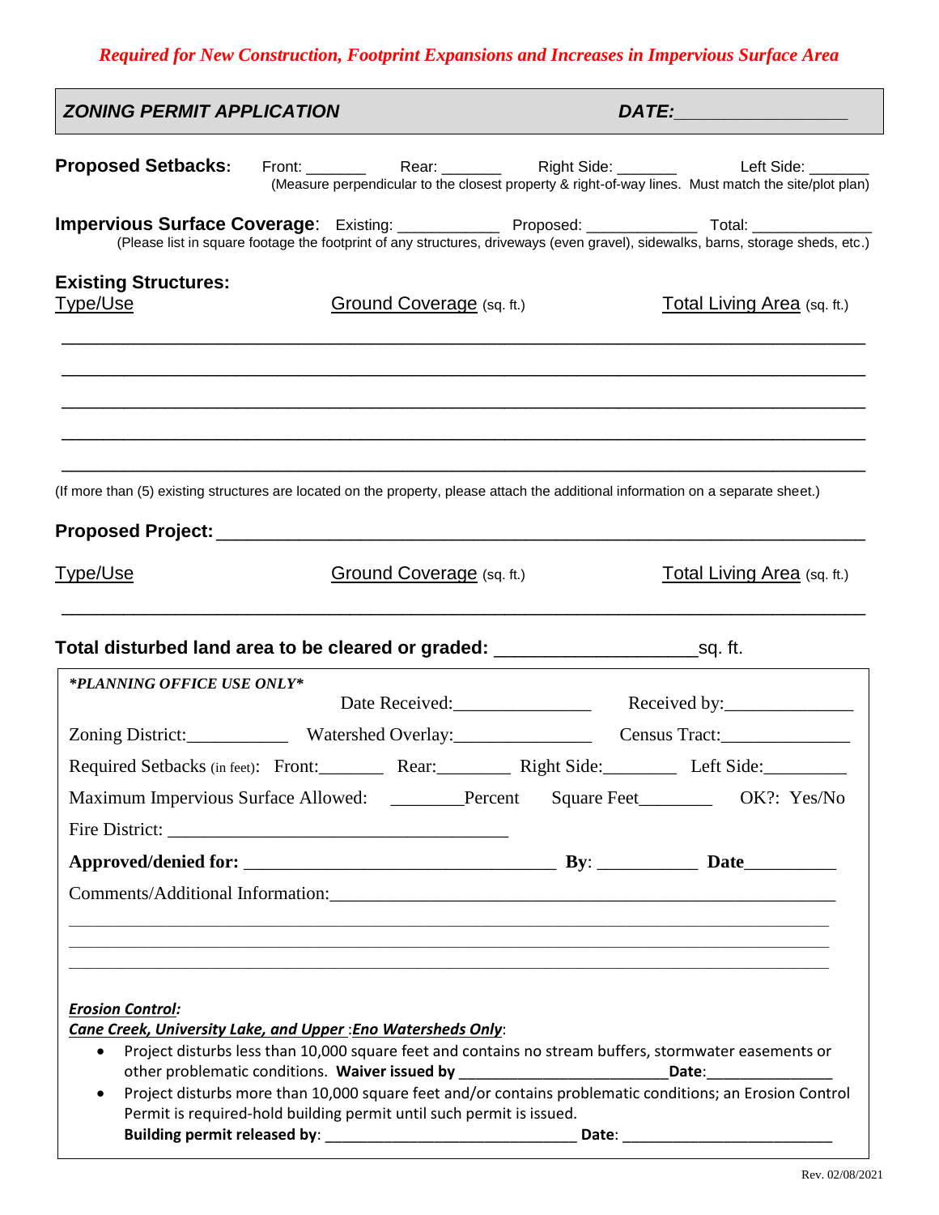*Required for New Construction, Footprint Expansions and Increases in Impervious Surface Area*

## *ZONING PERMIT APPLICATION* — *DATE:*________________

**Proposed Setbacks:** Front: _______ Rear: _______ Right Side: _______ Left Side: _______
(Measure perpendicular to the closest property & right-of-way lines. Must match the site/plot plan)

**Impervious Surface Coverage**: Existing: ___________ Proposed: ____________ Total: _____________
(Please list in square footage the footprint of any structures, driveways (even gravel), sidewalks, barns, storage sheds, etc.)

**Existing Structures:**

| Type/Use | Ground Coverage (sq. ft.) | Total Living Area (sq. ft.) |
|---|---|---|
| | | |
| | | |
| | | |
| | | |
| | | |

(If more than (5) existing structures are located on the property, please attach the additional information on a separate sheet.)

**Proposed Project:** ____________________________________________________________

| Type/Use | Ground Coverage (sq. ft.) | Total Living Area (sq. ft.) |
|---|---|---|
| | | |

**Total disturbed land area to be cleared or graded:** ___________________sq. ft.

***PLANNING OFFICE USE ONLY***

Date Received:_______________ Received by:______________

Zoning District:___________ Watershed Overlay:_______________ Census Tract:______________

Required Setbacks (in feet): Front:_______ Rear:________ Right Side:________ Left Side:_________

Maximum Impervious Surface Allowed: ________Percent Square Feet________ OK?: Yes/No

Fire District: _____________________________________

**Approved/denied for:** ___________________________________ **By**: ___________ **Date**__________

Comments/Additional Information:_________________________________________________________

_____________________________________________________________________________

_____________________________________________________________________________

_____________________________________________________________________________

***Erosion Control:***
***Cane Creek, University Lake, and Upper :Eno Watersheds Only***:

- Project disturbs less than 10,000 square feet and contains no stream buffers, stormwater easements or other problematic conditions. **Waiver issued by** _________________________**Date:**_______________
- Project disturbs more than 10,000 square feet and/or contains problematic conditions; an Erosion Control Permit is required-hold building permit until such permit is issued.
  **Building permit released by**: _____________________________ **Date**: ________________________

Rev. 02/08/2021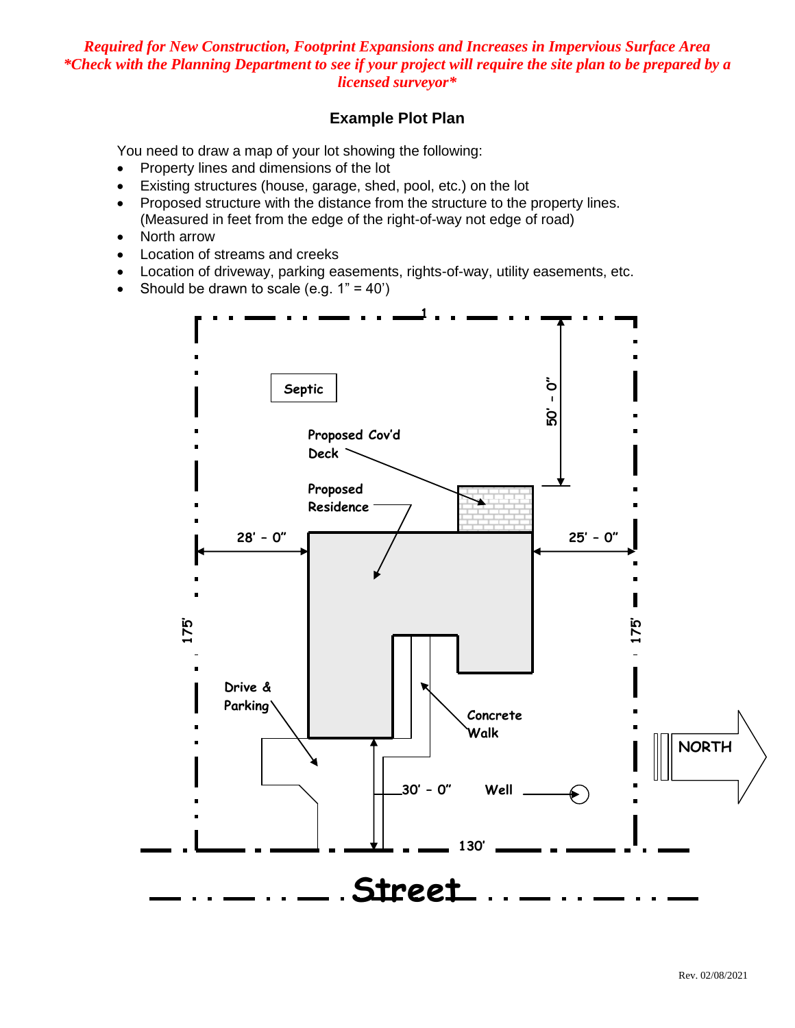*Required for New Construction, Footprint Expansions and Increases in Impervious Surface Area*
*\*Check with the Planning Department to see if your project will require the site plan to be prepared by a licensed surveyor\**

## Example Plot Plan

You need to draw a map of your lot showing the following:

- Property lines and dimensions of the lot
- Existing structures (house, garage, shed, pool, etc.) on the lot
- Proposed structure with the distance from the structure to the property lines. (Measured in feet from the edge of the right-of-way not edge of road)
- North arrow
- Location of streams and creeks
- Location of driveway, parking easements, rights-of-way, utility easements, etc.
- Should be drawn to scale (e.g. 1" = 40')

Septic

Proposed Cov'd Deck

Proposed Residence

50' – 0"

28' – 0"

25' – 0"

175'

175'

Drive & Parking

Concrete Walk

NORTH

30' – 0"

Well

130'

Street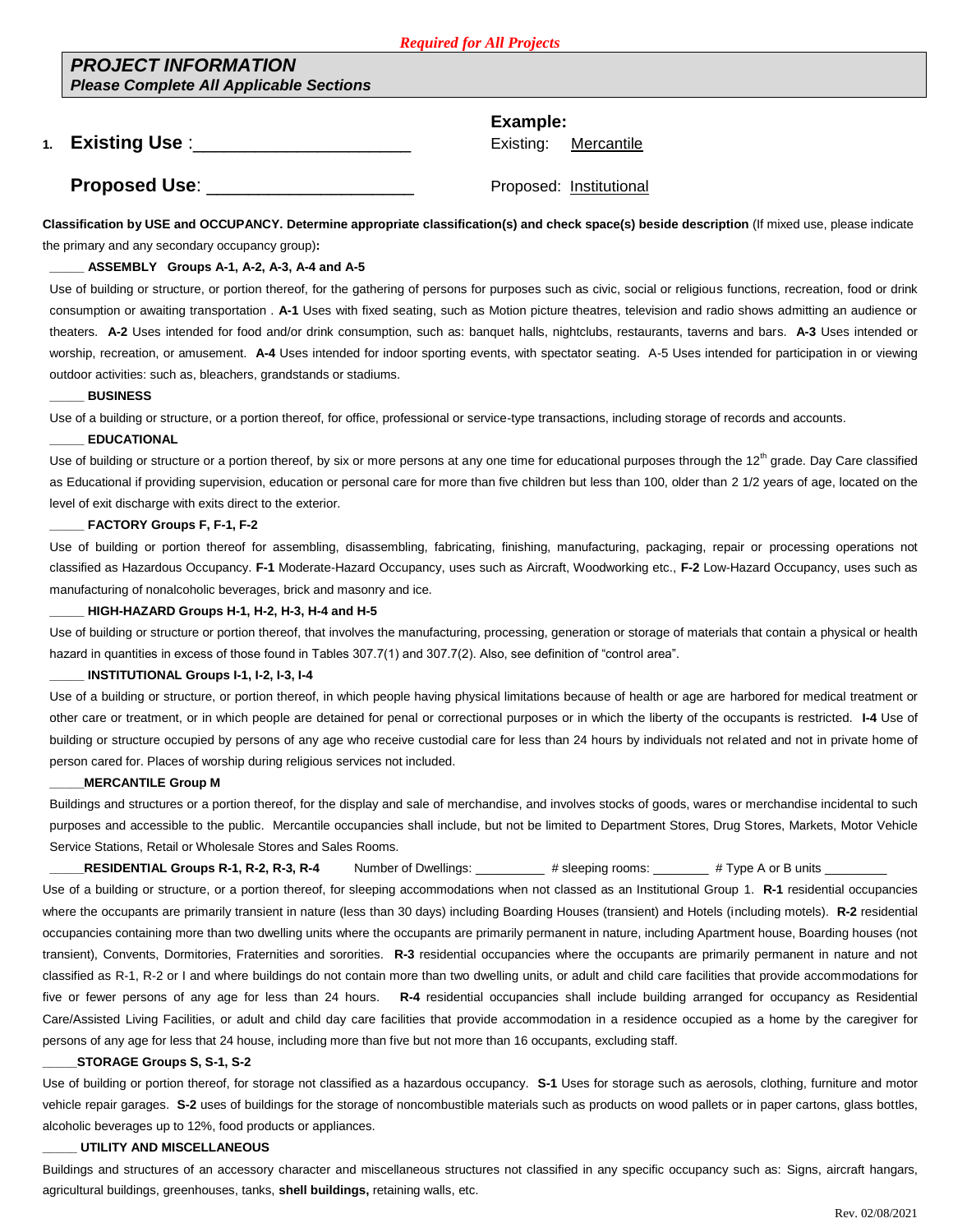*Required for All Projects*

## *PROJECT INFORMATION*
### *Please Complete All Applicable Sections*

1. **Existing Use** :______________________

   **Proposed Use**: _____________________

**Example:**
Existing: Mercantile
Proposed: Institutional

**Classification by USE and OCCUPANCY. Determine appropriate classification(s) and check space(s) beside description** (If mixed use, please indicate the primary and any secondary occupancy group)**:**

_____ **ASSEMBLY Groups A-1, A-2, A-3, A-4 and A-5**

Use of building or structure, or portion thereof, for the gathering of persons for purposes such as civic, social or religious functions, recreation, food or drink consumption or awaiting transportation . **A-1** Uses with fixed seating, such as Motion picture theatres, television and radio shows admitting an audience or theaters. **A-2** Uses intended for food and/or drink consumption, such as: banquet halls, nightclubs, restaurants, taverns and bars. **A-3** Uses intended or worship, recreation, or amusement. **A-4** Uses intended for indoor sporting events, with spectator seating. A-5 Uses intended for participation in or viewing outdoor activities: such as, bleachers, grandstands or stadiums.

_____ **BUSINESS**

Use of a building or structure, or a portion thereof, for office, professional or service-type transactions, including storage of records and accounts.

_____ **EDUCATIONAL**

Use of building or structure or a portion thereof, by six or more persons at any one time for educational purposes through the 12th grade. Day Care classified as Educational if providing supervision, education or personal care for more than five children but less than 100, older than 2 1/2 years of age, located on the level of exit discharge with exits direct to the exterior.

_____ **FACTORY Groups F, F-1, F-2**

Use of building or portion thereof for assembling, disassembling, fabricating, finishing, manufacturing, packaging, repair or processing operations not classified as Hazardous Occupancy. **F-1** Moderate-Hazard Occupancy, uses such as Aircraft, Woodworking etc., **F-2** Low-Hazard Occupancy, uses such as manufacturing of nonalcoholic beverages, brick and masonry and ice.

_____ **HIGH-HAZARD Groups H-1, H-2, H-3, H-4 and H-5**

Use of building or structure or portion thereof, that involves the manufacturing, processing, generation or storage of materials that contain a physical or health hazard in quantities in excess of those found in Tables 307.7(1) and 307.7(2). Also, see definition of "control area".

_____ **INSTITUTIONAL Groups I-1, I-2, I-3, I-4**

Use of a building or structure, or portion thereof, in which people having physical limitations because of health or age are harbored for medical treatment or other care or treatment, or in which people are detained for penal or correctional purposes or in which the liberty of the occupants is restricted. **I-4** Use of building or structure occupied by persons of any age who receive custodial care for less than 24 hours by individuals not related and not in private home of person cared for. Places of worship during religious services not included.

_____**MERCANTILE Group M**

Buildings and structures or a portion thereof, for the display and sale of merchandise, and involves stocks of goods, wares or merchandise incidental to such purposes and accessible to the public. Mercantile occupancies shall include, but not be limited to Department Stores, Drug Stores, Markets, Motor Vehicle Service Stations, Retail or Wholesale Stores and Sales Rooms.

_____**RESIDENTIAL Groups R-1, R-2, R-3, R-4** Number of Dwellings: __________ # sleeping rooms: ________ # Type A or B units _________

Use of a building or structure, or a portion thereof, for sleeping accommodations when not classed as an Institutional Group 1. **R-1** residential occupancies where the occupants are primarily transient in nature (less than 30 days) including Boarding Houses (transient) and Hotels (including motels). **R-2** residential occupancies containing more than two dwelling units where the occupants are primarily permanent in nature, including Apartment house, Boarding houses (not transient), Convents, Dormitories, Fraternities and sororities. **R-3** residential occupancies where the occupants are primarily permanent in nature and not classified as R-1, R-2 or I and where buildings do not contain more than two dwelling units, or adult and child care facilities that provide accommodations for five or fewer persons of any age for less than 24 hours. **R-4** residential occupancies shall include building arranged for occupancy as Residential Care/Assisted Living Facilities, or adult and child day care facilities that provide accommodation in a residence occupied as a home by the caregiver for persons of any age for less that 24 house, including more than five but not more than 16 occupants, excluding staff.

_____**STORAGE Groups S, S-1, S-2**

Use of building or portion thereof, for storage not classified as a hazardous occupancy. **S-1** Uses for storage such as aerosols, clothing, furniture and motor vehicle repair garages. **S-2** uses of buildings for the storage of noncombustible materials such as products on wood pallets or in paper cartons, glass bottles, alcoholic beverages up to 12%, food products or appliances.

_____ **UTILITY AND MISCELLANEOUS**

Buildings and structures of an accessory character and miscellaneous structures not classified in any specific occupancy such as: Signs, aircraft hangars, agricultural buildings, greenhouses, tanks, **shell buildings,** retaining walls, etc.

Rev. 02/08/2021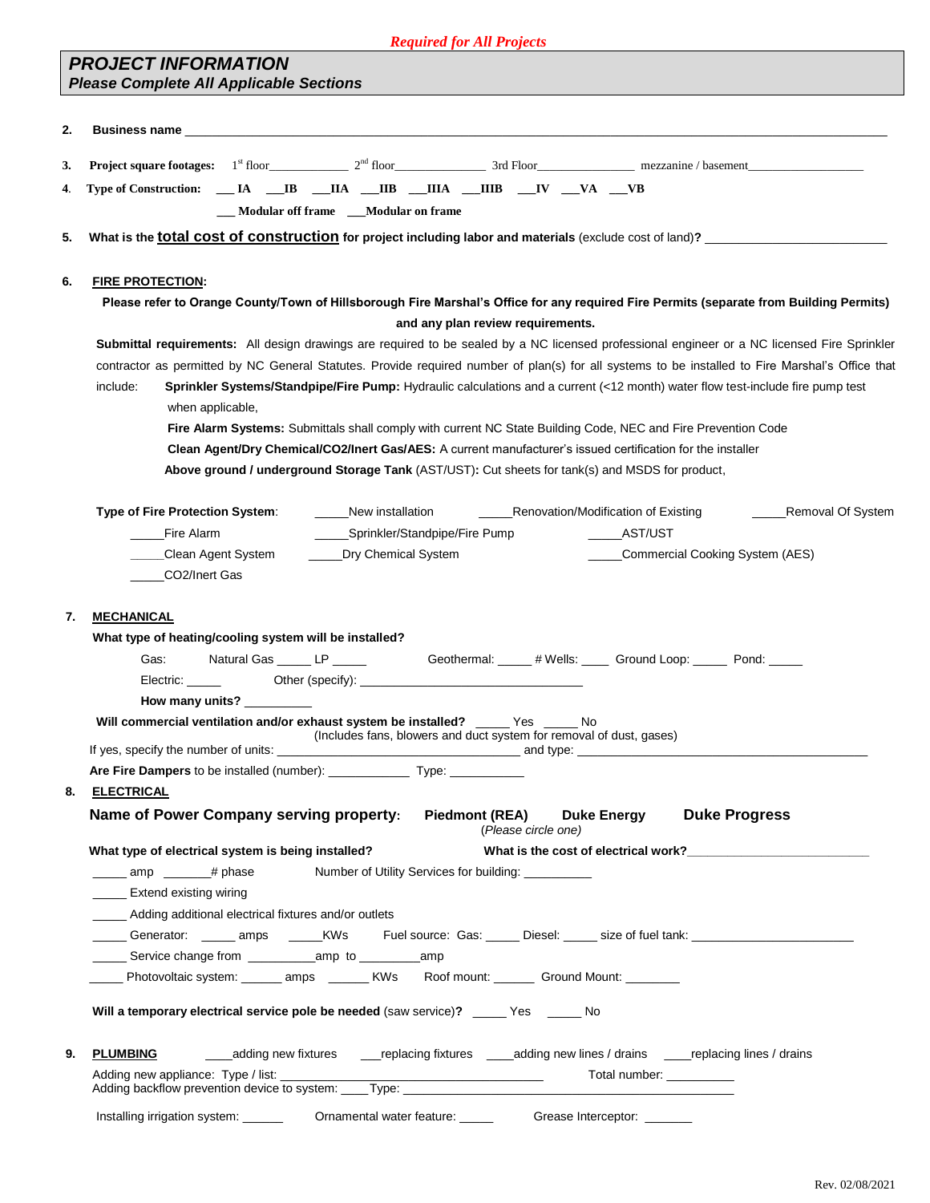*Required for All Projects*

## PROJECT INFORMATION
### Please Complete All Applicable Sections

2. **Business name** ____________________________________________

3. **Project square footages:** 1st floor____________ 2nd floor______________ 3rd Floor______________ mezzanine / basement_________________

4. **Type of Construction:** ___ IA ___IB ___IIA ___IIB ___IIIA ___IIIB ___IV ___VA ___VB

   ___ Modular off frame ___Modular on frame

5. **What is the total cost of construction for project including labor and materials** (exclude cost of land)**?** ________________________

6. **FIRE PROTECTION:**

   **Please refer to Orange County/Town of Hillsborough Fire Marshal's Office for any required Fire Permits (separate from Building Permits) and any plan review requirements.**

   **Submittal requirements:** All design drawings are required to be sealed by a NC licensed professional engineer or a NC licensed Fire Sprinkler contractor as permitted by NC General Statutes. Provide required number of plan(s) for all systems to be installed to Fire Marshal's Office that include:

   - **Sprinkler Systems/Standpipe/Fire Pump:** Hydraulic calculations and a current (<12 month) water flow test-include fire pump test when applicable,
   - **Fire Alarm Systems:** Submittals shall comply with current NC State Building Code, NEC and Fire Prevention Code
   - **Clean Agent/Dry Chemical/CO2/Inert Gas/AES:** A current manufacturer's issued certification for the installer
   - **Above ground / underground Storage Tank** (AST/UST)**:** Cut sheets for tank(s) and MSDS for product,

   **Type of Fire Protection System**: _____New installation _____Renovation/Modification of Existing _____Removal Of System

   _____Fire Alarm _____Sprinkler/Standpipe/Fire Pump _____AST/UST

   _____Clean Agent System _____Dry Chemical System _____Commercial Cooking System (AES)

   _____CO2/Inert Gas

7. **MECHANICAL**

   **What type of heating/cooling system will be installed?**

   Gas: Natural Gas _____ LP _____ Geothermal: _____ # Wells: ____ Ground Loop: _____ Pond: _____

   Electric: _____ Other (specify): ______________________________

   **How many units?** __________

   **Will commercial ventilation and/or exhaust system be installed?** _____ Yes _____ No
   (Includes fans, blowers and duct system for removal of dust, gases)

   If yes, specify the number of units: ______________________________ and type: ______________________________

   **Are Fire Dampers** to be installed (number): ____________ Type: ___________

8. **ELECTRICAL**

   **Name of Power Company serving property:** **Piedmont (REA)** **Duke Energy** **Duke Progress**
   (*Please circle one)*

   **What type of electrical system is being installed?** **What is the cost of electrical work?**________________________

   _____ amp _______# phase Number of Utility Services for building: __________

   _____ Extend existing wiring

   _____ Adding additional electrical fixtures and/or outlets

   _____ Generator: _____ amps _____KWs Fuel source: Gas: _____ Diesel: _____ size of fuel tank: ______________________

   _____ Service change from __________amp to _________amp

   _____ Photovoltaic system: ______ amps ______ KWs Roof mount: ______ Ground Mount: ________

   **Will a temporary electrical service pole be needed** (saw service)**?** _____ Yes _____ No

9. **PLUMBING** ____adding new fixtures ___replacing fixtures ____adding new lines / drains ____replacing lines / drains

   Adding new appliance: Type / list: ______________________________ Total number: __________

   Adding backflow prevention device to system: ____Type: ______________________________

   Installing irrigation system: ______ Ornamental water feature: _____ Grease Interceptor: _______

Rev. 02/08/2021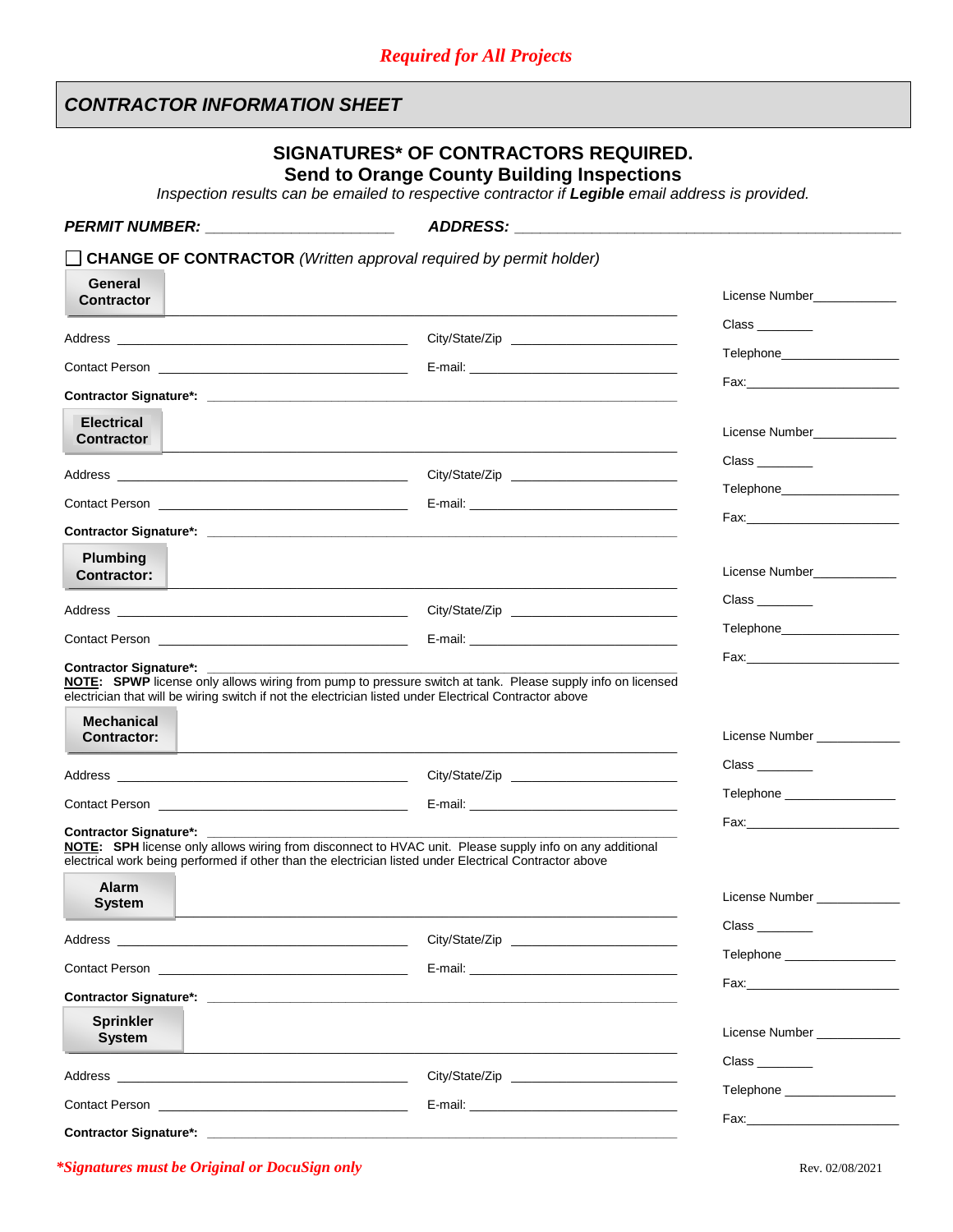*Required for All Projects*

## *CONTRACTOR INFORMATION SHEET*

**SIGNATURES* OF CONTRACTORS REQUIRED.**
**Send to Orange County Building Inspections**

*Inspection results can be emailed to respective contractor if **Legible** email address is provided.*

***PERMIT NUMBER:*** ______________________ ***ADDRESS:*** ______________________________________________

☐ **CHANGE OF CONTRACTOR** *(Written approval required by permit holder)*

**General Contractor** ______________________________________________

Address ______________________________ City/State/Zip ______________________

Contact Person ______________________________ E-mail: ______________________

**Contractor Signature*:** ______________________________________________

License Number____________

Class ________

Telephone________________

Fax:______________________

**Electrical Contractor** ______________________________________________

Address ______________________________ City/State/Zip ______________________

Contact Person ______________________________ E-mail: ______________________

**Contractor Signature*:** ______________________________________________

License Number____________

Class ________

Telephone________________

Fax:______________________

**Plumbing Contractor:** ______________________________________________

Address ______________________________ City/State/Zip ______________________

Contact Person ______________________________ E-mail: ______________________

**Contractor Signature*:** ______________________________________________

**NOTE**: **SPWP** license only allows wiring from pump to pressure switch at tank. Please supply info on licensed electrician that will be wiring switch if not the electrician listed under Electrical Contractor above

License Number____________

Class ________

Telephone________________

Fax:______________________

**Mechanical Contractor:** ______________________________________________

Address ______________________________ City/State/Zip ______________________

Contact Person ______________________________ E-mail: ______________________

**Contractor Signature*:** ______________________________________________

**NOTE**: **SPH** license only allows wiring from disconnect to HVAC unit. Please supply info on any additional electrical work being performed if other than the electrician listed under Electrical Contractor above

License Number ____________

Class ________

Telephone ________________

Fax:______________________

**Alarm System** ______________________________________________

Address ______________________________ City/State/Zip ______________________

Contact Person ______________________________ E-mail: ______________________

**Contractor Signature*:** ______________________________________________

License Number ____________

Class ________

Telephone ________________

Fax:______________________

**Sprinkler System** ______________________________________________

Address ______________________________ City/State/Zip ______________________

Contact Person ______________________________ E-mail: ______________________

**Contractor Signature*:** ______________________________________________

License Number ____________

Class ________

Telephone ________________

Fax:______________________

****Signatures must be Original or DocuSign only***

Rev. 02/08/2021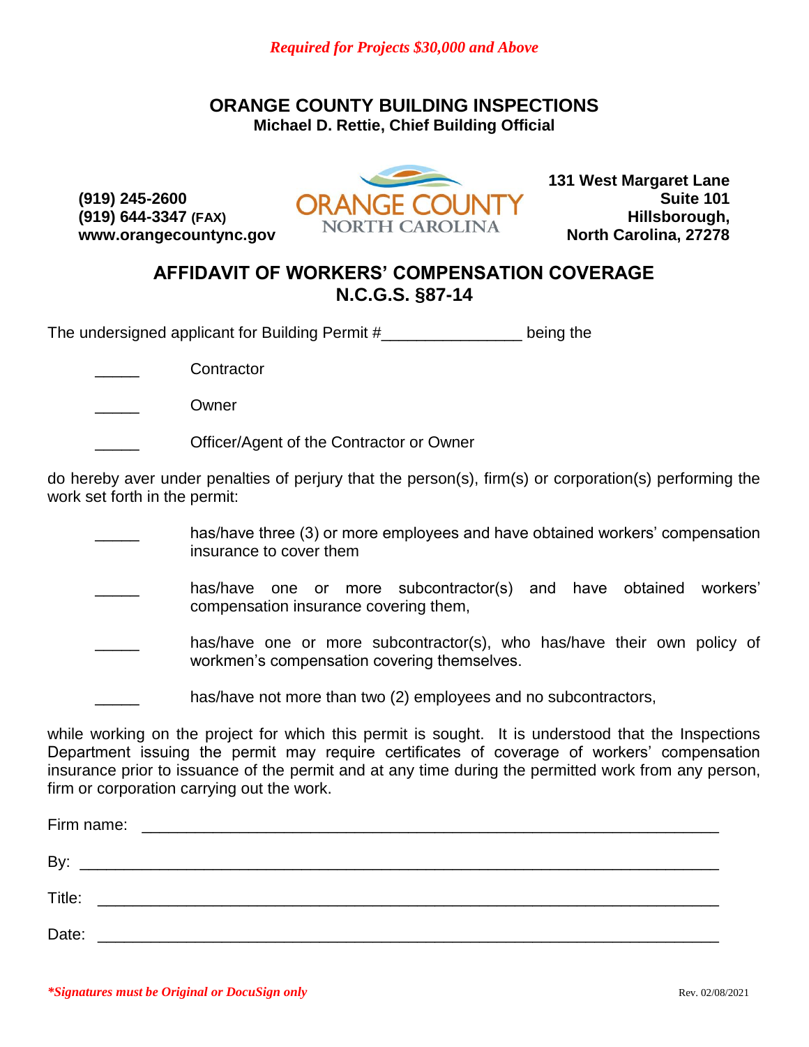*Required for Projects $30,000 and Above*

## ORANGE COUNTY BUILDING INSPECTIONS

**Michael D. Rettie, Chief Building Official**

**(919) 245-2600**
**(919) 644-3347 (FAX)**
**www.orangecountync.gov**

ORANGE COUNTY
NORTH CAROLINA

**131 West Margaret Lane**
**Suite 101**
**Hillsborough,**
**North Carolina, 27278**

## AFFIDAVIT OF WORKERS' COMPENSATION COVERAGE
## N.C.G.S. §87-14

The undersigned applicant for Building Permit #_______________ being the

_____ Contractor

_____ Owner

_____ Officer/Agent of the Contractor or Owner

do hereby aver under penalties of perjury that the person(s), firm(s) or corporation(s) performing the work set forth in the permit:

_____ has/have three (3) or more employees and have obtained workers' compensation insurance to cover them

_____ has/have one or more subcontractor(s) and have obtained workers' compensation insurance covering them,

_____ has/have one or more subcontractor(s), who has/have their own policy of workmen's compensation covering themselves.

_____ has/have not more than two (2) employees and no subcontractors,

while working on the project for which this permit is sought. It is understood that the Inspections Department issuing the permit may require certificates of coverage of workers' compensation insurance prior to issuance of the permit and at any time during the permitted work from any person, firm or corporation carrying out the work.

Firm name: _______________________________________________________________

By: _______________________________________________________________

Title: _______________________________________________________________

Date: _______________________________________________________________

***Signatures must be Original or DocuSign only***

Rev. 02/08/2021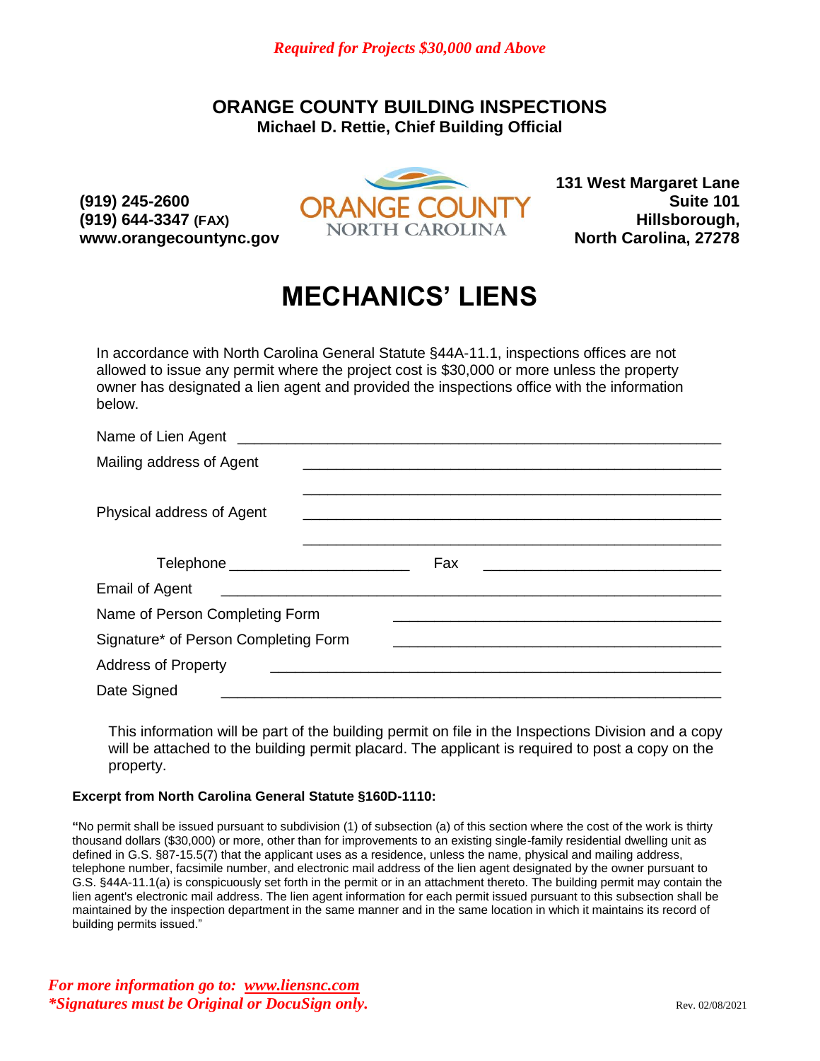*Required for Projects $30,000 and Above*

## ORANGE COUNTY BUILDING INSPECTIONS

**Michael D. Rettie, Chief Building Official**

**(919) 245-2600**
**(919) 644-3347 (FAX)**
**www.orangecountync.gov**

ORANGE COUNTY
NORTH CAROLINA

**131 West Margaret Lane**
**Suite 101**
**Hillsborough,**
**North Carolina, 27278**

# MECHANICS' LIENS

In accordance with North Carolina General Statute §44A-11.1, inspections offices are not allowed to issue any permit where the project cost is $30,000 or more unless the property owner has designated a lien agent and provided the inspections office with the information below.

Name of Lien Agent ______________________________________________

Mailing address of Agent ______________________________________________

______________________________________________

Physical address of Agent ______________________________________________

______________________________________________

Telephone ______________________ Fax ______________________

Email of Agent ______________________________________________

Name of Person Completing Form ______________________________________________

Signature* of Person Completing Form ______________________________________________

Address of Property ______________________________________________

Date Signed ______________________________________________

This information will be part of the building permit on file in the Inspections Division and a copy will be attached to the building permit placard. The applicant is required to post a copy on the property.

**Excerpt from North Carolina General Statute §160D-1110:**

**"**No permit shall be issued pursuant to subdivision (1) of subsection (a) of this section where the cost of the work is thirty thousand dollars ($30,000) or more, other than for improvements to an existing single-family residential dwelling unit as defined in G.S. §87-15.5(7) that the applicant uses as a residence, unless the name, physical and mailing address, telephone number, facsimile number, and electronic mail address of the lien agent designated by the owner pursuant to G.S. §44A-11.1(a) is conspicuously set forth in the permit or in an attachment thereto. The building permit may contain the lien agent's electronic mail address. The lien agent information for each permit issued pursuant to this subsection shall be maintained by the inspection department in the same manner and in the same location in which it maintains its record of building permits issued."

***For more information go to: www.liensnc.com***
***\*Signatures must be Original or DocuSign only.***

Rev. 02/08/2021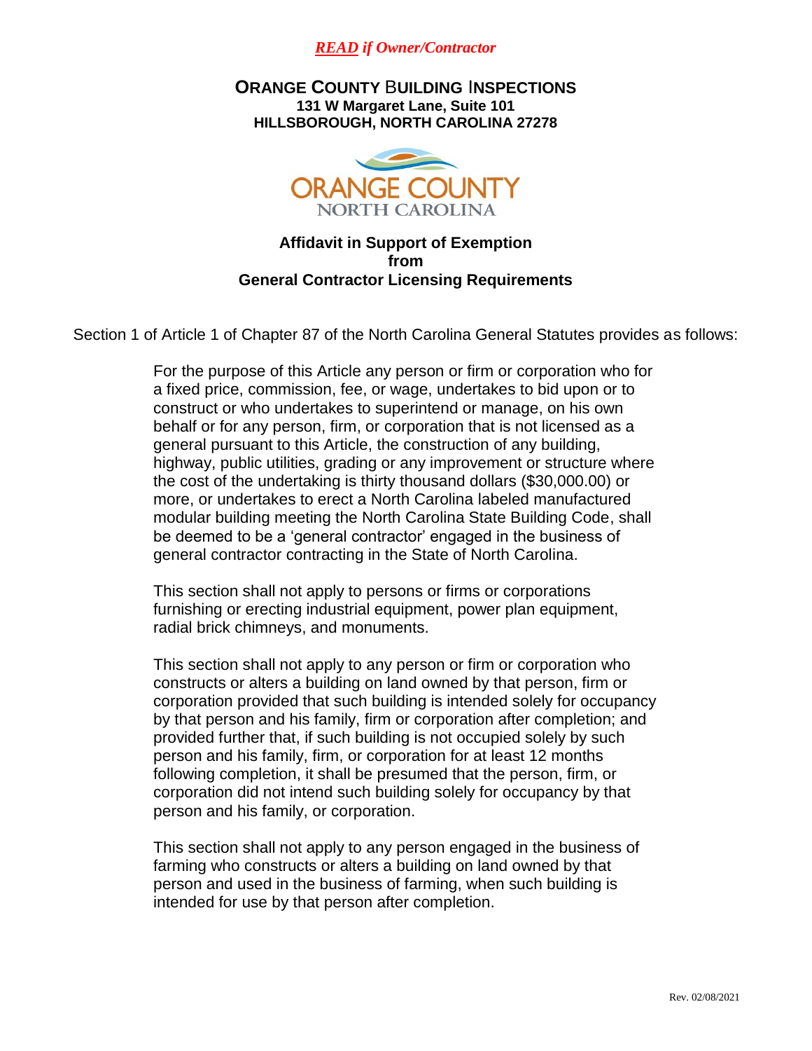***READ* if Owner/Contractor**

# ORANGE COUNTY BUILDING INSPECTIONS

**131 W Margaret Lane, Suite 101**
**HILLSBOROUGH, NORTH CAROLINA 27278**

ORANGE COUNTY
NORTH CAROLINA

## Affidavit in Support of Exemption from General Contractor Licensing Requirements

Section 1 of Article 1 of Chapter 87 of the North Carolina General Statutes provides as follows:

> For the purpose of this Article any person or firm or corporation who for a fixed price, commission, fee, or wage, undertakes to bid upon or to construct or who undertakes to superintend or manage, on his own behalf or for any person, firm, or corporation that is not licensed as a general pursuant to this Article, the construction of any building, highway, public utilities, grading or any improvement or structure where the cost of the undertaking is thirty thousand dollars ($30,000.00) or more, or undertakes to erect a North Carolina labeled manufactured modular building meeting the North Carolina State Building Code, shall be deemed to be a 'general contractor' engaged in the business of general contractor contracting in the State of North Carolina.
>
> This section shall not apply to persons or firms or corporations furnishing or erecting industrial equipment, power plan equipment, radial brick chimneys, and monuments.
>
> This section shall not apply to any person or firm or corporation who constructs or alters a building on land owned by that person, firm or corporation provided that such building is intended solely for occupancy by that person and his family, firm or corporation after completion; and provided further that, if such building is not occupied solely by such person and his family, firm, or corporation for at least 12 months following completion, it shall be presumed that the person, firm, or corporation did not intend such building solely for occupancy by that person and his family, or corporation.
>
> This section shall not apply to any person engaged in the business of farming who constructs or alters a building on land owned by that person and used in the business of farming, when such building is intended for use by that person after completion.

Rev. 02/08/2021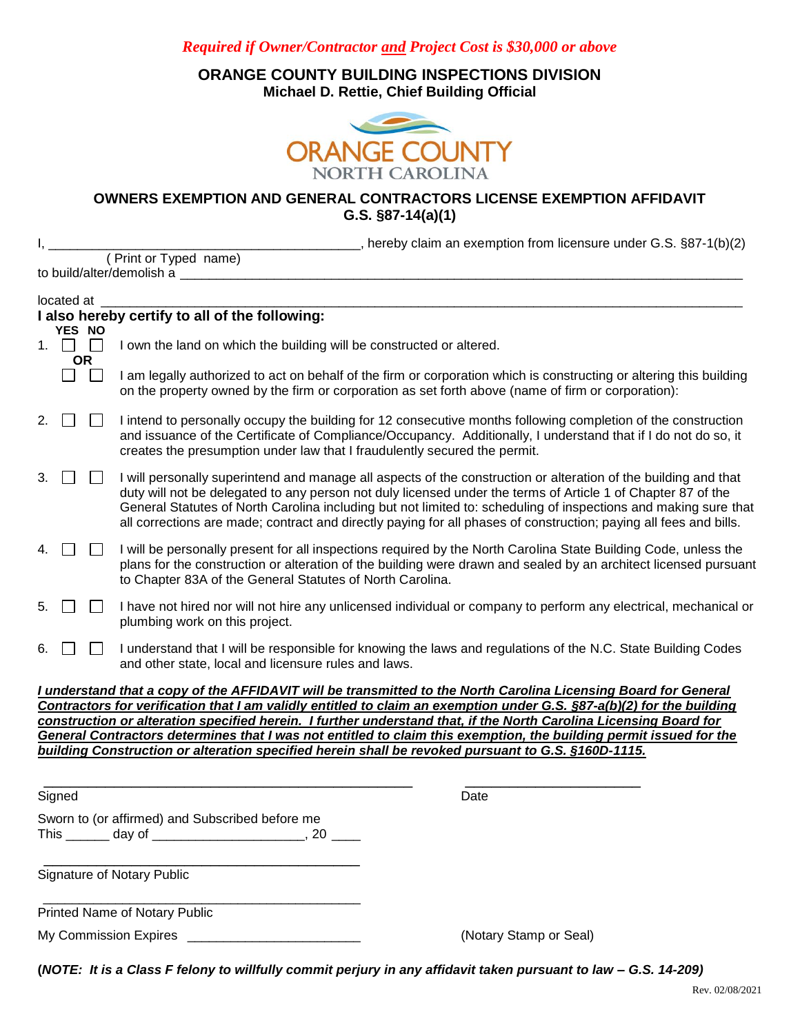*Required if Owner/Contractor **and** Project Cost is $30,000 or above*

**ORANGE COUNTY BUILDING INSPECTIONS DIVISION**
**Michael D. Rettie, Chief Building Official**

ORANGE COUNTY
NORTH CAROLINA

## OWNERS EXEMPTION AND GENERAL CONTRACTORS LICENSE EXEMPTION AFFIDAVIT
## G.S. §87-14(a)(1)

I, ____________________________________________, hereby claim an exemption from licensure under G.S. §87-1(b)(2)
( Print or Typed name)
to build/alter/demolish a ____________________________________________________________________________

located at ______________________________________________________________________________________

**I also hereby certify to all of the following:**

| | YES | NO | |
|---|---|---|---|
| 1. | ☐ | ☐ | I own the land on which the building will be constructed or altered. |
| | **OR** | | |
| | ☐ | ☐ | I am legally authorized to act on behalf of the firm or corporation which is constructing or altering this building on the property owned by the firm or corporation as set forth above (name of firm or corporation): |
| 2. | ☐ | ☐ | I intend to personally occupy the building for 12 consecutive months following completion of the construction and issuance of the Certificate of Compliance/Occupancy. Additionally, I understand that if I do not do so, it creates the presumption under law that I fraudulently secured the permit. |
| 3. | ☐ | ☐ | I will personally superintend and manage all aspects of the construction or alteration of the building and that duty will not be delegated to any person not duly licensed under the terms of Article 1 of Chapter 87 of the General Statutes of North Carolina including but not limited to: scheduling of inspections and making sure that all corrections are made; contract and directly paying for all phases of construction; paying all fees and bills. |
| 4. | ☐ | ☐ | I will be personally present for all inspections required by the North Carolina State Building Code, unless the plans for the construction or alteration of the building were drawn and sealed by an architect licensed pursuant to Chapter 83A of the General Statutes of North Carolina. |
| 5. | ☐ | ☐ | I have not hired nor will not hire any unlicensed individual or company to perform any electrical, mechanical or plumbing work on this project. |
| 6. | ☐ | ☐ | I understand that I will be responsible for knowing the laws and regulations of the N.C. State Building Codes and other state, local and licensure rules and laws. |

***I understand that a copy of the AFFIDAVIT will be transmitted to the North Carolina Licensing Board for General Contractors for verification that I am validly entitled to claim an exemption under G.S. §87-a(b)(2) for the building construction or alteration specified herein. I further understand that, if the North Carolina Licensing Board for General Contractors determines that I was not entitled to claim this exemption, the building permit issued for the building Construction or alteration specified herein shall be revoked pursuant to G.S. §160D-1115.***

_____________________________________________ &nbsp;&nbsp;&nbsp;&nbsp; _______________________
Signed &nbsp;&nbsp;&nbsp;&nbsp;&nbsp;&nbsp;&nbsp;&nbsp;&nbsp;&nbsp;&nbsp;&nbsp;&nbsp;&nbsp;&nbsp;&nbsp;&nbsp;&nbsp;&nbsp;&nbsp;&nbsp;&nbsp;&nbsp;&nbsp;&nbsp;&nbsp;&nbsp;&nbsp;&nbsp;&nbsp;&nbsp;&nbsp;&nbsp;&nbsp;&nbsp;&nbsp;&nbsp;&nbsp;&nbsp;&nbsp;&nbsp;&nbsp; Date

Sworn to (or affirmed) and Subscribed before me
This ______ day of ____________________, 20 ____

_____________________________________________
Signature of Notary Public

_____________________________________________
Printed Name of Notary Public

My Commission Expires _______________________ &nbsp;&nbsp;&nbsp;&nbsp; (Notary Stamp or Seal)

**(*NOTE: It is a Class F felony to willfully commit perjury in any affidavit taken pursuant to law – G.S. 14-209*)**

Rev. 02/08/2021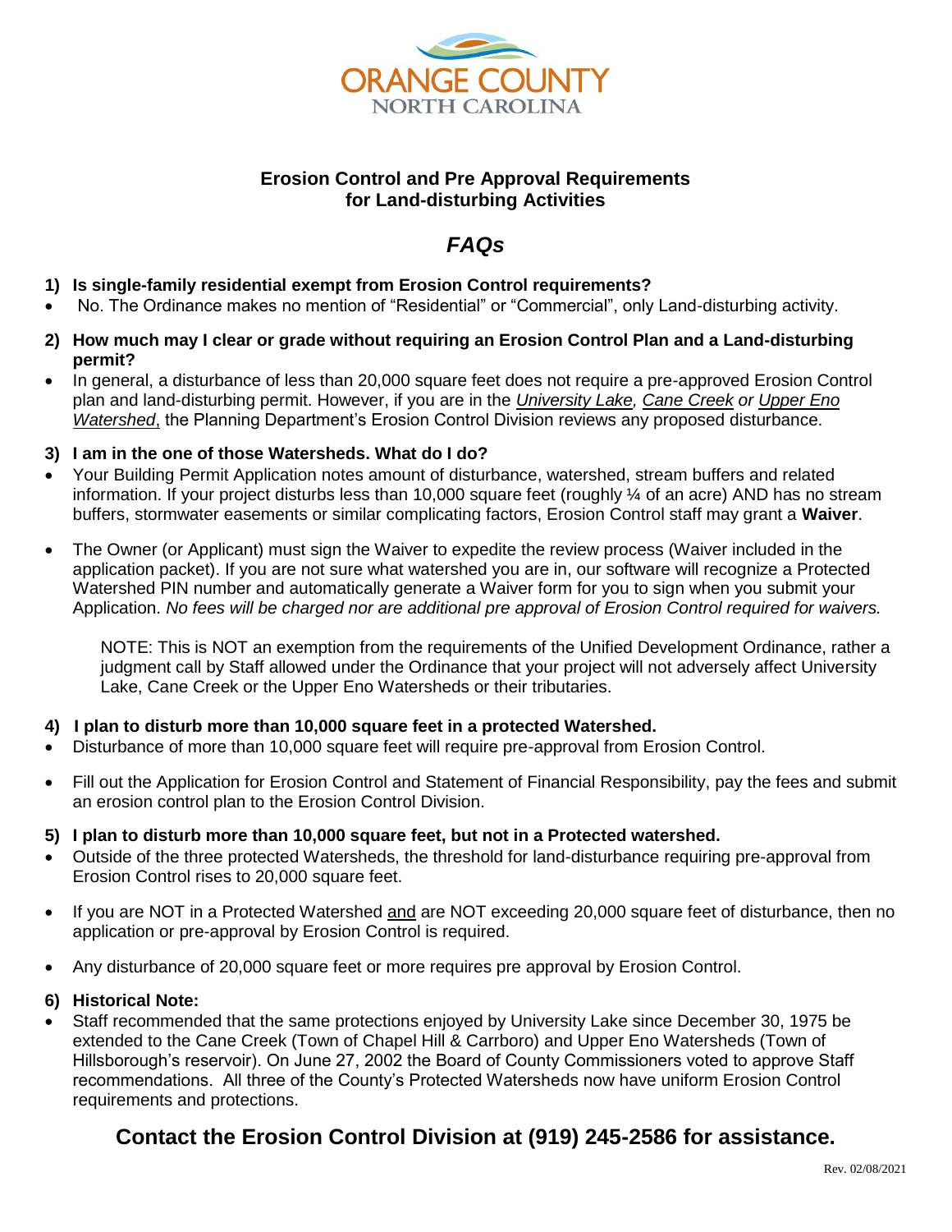ORANGE COUNTY
NORTH CAROLINA

## Erosion Control and Pre Approval Requirements for Land-disturbing Activities

## *FAQs*

**1) Is single-family residential exempt from Erosion Control requirements?**

- No. The Ordinance makes no mention of "Residential" or "Commercial", only Land-disturbing activity.

**2) How much may I clear or grade without requiring an Erosion Control Plan and a Land-disturbing permit?**

- In general, a disturbance of less than 20,000 square feet does not require a pre-approved Erosion Control plan and land-disturbing permit. However, if you are in the *University Lake, Cane Creek or Upper Eno Watershed*, the Planning Department's Erosion Control Division reviews any proposed disturbance.

**3) I am in the one of those Watersheds. What do I do?**

- Your Building Permit Application notes amount of disturbance, watershed, stream buffers and related information. If your project disturbs less than 10,000 square feet (roughly ¼ of an acre) AND has no stream buffers, stormwater easements or similar complicating factors, Erosion Control staff may grant a **Waiver**.
- The Owner (or Applicant) must sign the Waiver to expedite the review process (Waiver included in the application packet). If you are not sure what watershed you are in, our software will recognize a Protected Watershed PIN number and automatically generate a Waiver form for you to sign when you submit your Application. *No fees will be charged nor are additional pre approval of Erosion Control required for waivers.*

  NOTE: This is NOT an exemption from the requirements of the Unified Development Ordinance, rather a judgment call by Staff allowed under the Ordinance that your project will not adversely affect University Lake, Cane Creek or the Upper Eno Watersheds or their tributaries.

**4) I plan to disturb more than 10,000 square feet in a protected Watershed.**

- Disturbance of more than 10,000 square feet will require pre-approval from Erosion Control.
- Fill out the Application for Erosion Control and Statement of Financial Responsibility, pay the fees and submit an erosion control plan to the Erosion Control Division.

**5) I plan to disturb more than 10,000 square feet, but not in a Protected watershed.**

- Outside of the three protected Watersheds, the threshold for land-disturbance requiring pre-approval from Erosion Control rises to 20,000 square feet.
- If you are NOT in a Protected Watershed and are NOT exceeding 20,000 square feet of disturbance, then no application or pre-approval by Erosion Control is required.
- Any disturbance of 20,000 square feet or more requires pre approval by Erosion Control.

**6) Historical Note:**

- Staff recommended that the same protections enjoyed by University Lake since December 30, 1975 be extended to the Cane Creek (Town of Chapel Hill & Carrboro) and Upper Eno Watersheds (Town of Hillsborough's reservoir). On June 27, 2002 the Board of County Commissioners voted to approve Staff recommendations. All three of the County's Protected Watersheds now have uniform Erosion Control requirements and protections.

## Contact the Erosion Control Division at (919) 245-2586 for assistance.

Rev. 02/08/2021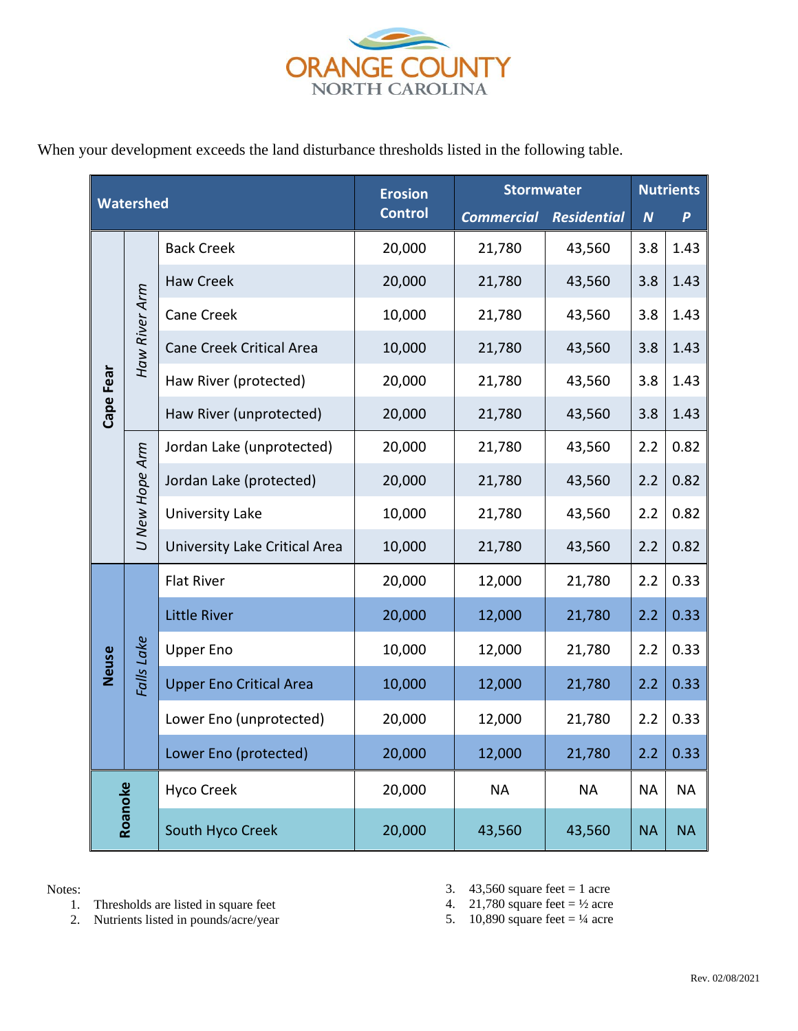ORANGE COUNTY
NORTH CAROLINA

When your development exceeds the land disturbance thresholds listed in the following table.

| Watershed | | | Erosion Control | Stormwater | | Nutrients | |
|---|---|---|---|---|---|---|---|
| | | | | *Commercial* | *Residential* | *N* | *P* |
| Cape Fear | Haw River Arm | Back Creek | 20,000 | 21,780 | 43,560 | 3.8 | 1.43 |
| Cape Fear | Haw River Arm | Haw Creek | 20,000 | 21,780 | 43,560 | 3.8 | 1.43 |
| Cape Fear | Haw River Arm | Cane Creek | 10,000 | 21,780 | 43,560 | 3.8 | 1.43 |
| Cape Fear | Haw River Arm | Cane Creek Critical Area | 10,000 | 21,780 | 43,560 | 3.8 | 1.43 |
| Cape Fear | Haw River Arm | Haw River (protected) | 20,000 | 21,780 | 43,560 | 3.8 | 1.43 |
| Cape Fear | Haw River Arm | Haw River (unprotected) | 20,000 | 21,780 | 43,560 | 3.8 | 1.43 |
| Cape Fear | U New Hope Arm | Jordan Lake (unprotected) | 20,000 | 21,780 | 43,560 | 2.2 | 0.82 |
| Cape Fear | U New Hope Arm | Jordan Lake (protected) | 20,000 | 21,780 | 43,560 | 2.2 | 0.82 |
| Cape Fear | U New Hope Arm | University Lake | 10,000 | 21,780 | 43,560 | 2.2 | 0.82 |
| Cape Fear | U New Hope Arm | University Lake Critical Area | 10,000 | 21,780 | 43,560 | 2.2 | 0.82 |
| Neuse | Falls Lake | Flat River | 20,000 | 12,000 | 21,780 | 2.2 | 0.33 |
| Neuse | Falls Lake | Little River | 20,000 | 12,000 | 21,780 | 2.2 | 0.33 |
| Neuse | Falls Lake | Upper Eno | 10,000 | 12,000 | 21,780 | 2.2 | 0.33 |
| Neuse | Falls Lake | Upper Eno Critical Area | 10,000 | 12,000 | 21,780 | 2.2 | 0.33 |
| Neuse | Falls Lake | Lower Eno (unprotected) | 20,000 | 12,000 | 21,780 | 2.2 | 0.33 |
| Neuse | Falls Lake | Lower Eno (protected) | 20,000 | 12,000 | 21,780 | 2.2 | 0.33 |
| Roanoke | | Hyco Creek | 20,000 | NA | NA | NA | NA |
| Roanoke | | South Hyco Creek | 20,000 | 43,560 | 43,560 | NA | NA |

Notes:

1. Thresholds are listed in square feet
2. Nutrients listed in pounds/acre/year
3. 43,560 square feet = 1 acre
4. 21,780 square feet = ½ acre
5. 10,890 square feet = ¼ acre

Rev. 02/08/2021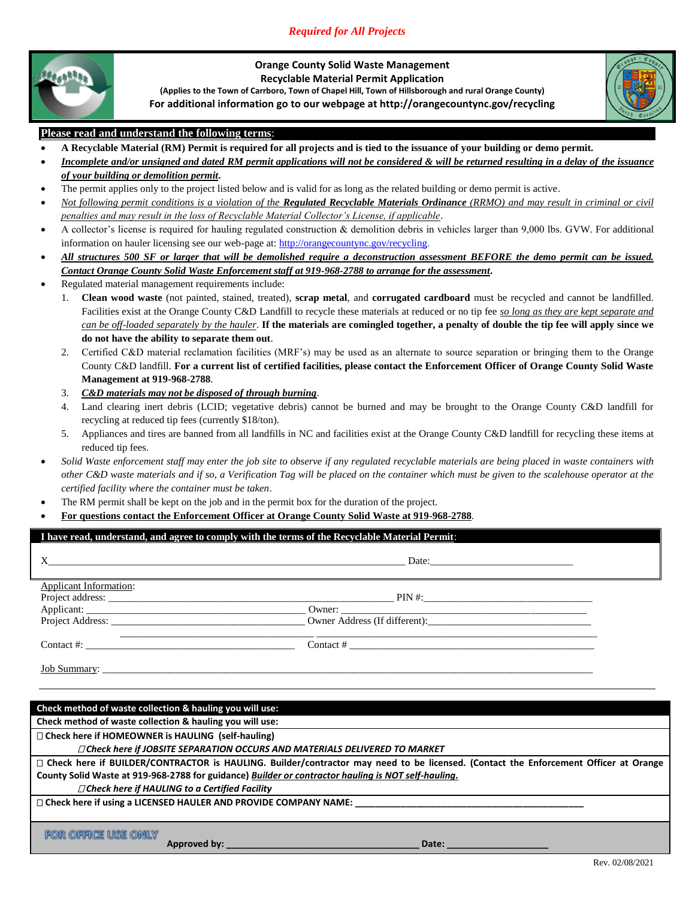*Required for All Projects*

**Orange County Solid Waste Management**
**Recyclable Material Permit Application**
**(Applies to the Town of Carrboro, Town of Chapel Hill, Town of Hillsborough and rural Orange County)**
**For additional information go to our webpage at http://orangecountync.gov/recycling**

**Please read and understand the following terms:**

- **A Recyclable Material (RM) Permit is required for all projects and is tied to the issuance of your building or demo permit.**
- ***Incomplete and/or unsigned and dated RM permit applications will not be considered & will be returned resulting in a delay of the issuance of your building or demolition permit.***
- The permit applies only to the project listed below and is valid for as long as the related building or demo permit is active.
- *Not following permit conditions is a violation of the **Regulated Recyclable Materials Ordinance** (RRMO) and may result in criminal or civil penalties and may result in the loss of Recyclable Material Collector's License, if applicable.*
- A collector's license is required for hauling regulated construction & demolition debris in vehicles larger than 9,000 lbs. GVW. For additional information on hauler licensing see our web-page at: http://orangecountync.gov/recycling.
- ***All structures 500 SF or larger that will be demolished require a deconstruction assessment BEFORE the demo permit can be issued. Contact Orange County Solid Waste Enforcement staff at 919-968-2788 to arrange for the assessment.***
- Regulated material management requirements include:
  1. **Clean wood waste** (not painted, stained, treated), **scrap metal**, and **corrugated cardboard** must be recycled and cannot be landfilled. Facilities exist at the Orange County C&D Landfill to recycle these materials at reduced or no tip fee *so long as they are kept separate and can be off-loaded separately by the hauler*. **If the materials are comingled together, a penalty of double the tip fee will apply since we do not have the ability to separate them out.**
  2. Certified C&D material reclamation facilities (MRF's) may be used as an alternate to source separation or bringing them to the Orange County C&D landfill. **For a current list of certified facilities, please contact the Enforcement Officer of Orange County Solid Waste Management at 919-968-2788.**
  3. ***C&D materials may not be disposed of through burning.***
  4. Land clearing inert debris (LCID; vegetative debris) cannot be burned and may be brought to the Orange County C&D landfill for recycling at reduced tip fees (currently $18/ton).
  5. Appliances and tires are banned from all landfills in NC and facilities exist at the Orange County C&D landfill for recycling these items at reduced tip fees.
- *Solid Waste enforcement staff may enter the job site to observe if any regulated recyclable materials are being placed in waste containers with other C&D waste materials and if so, a Verification Tag will be placed on the container which must be given to the scalehouse operator at the certified facility where the container must be taken.*
- The RM permit shall be kept on the job and in the permit box for the duration of the project.
- **For questions contact the Enforcement Officer at Orange County Solid Waste at 919-968-2788.**

**I have read, understand, and agree to comply with the terms of the Recyclable Material Permit:**

X\_\_\_\_\_\_\_\_\_\_\_\_\_\_\_\_\_\_\_\_\_\_\_\_\_\_\_\_\_\_\_\_\_\_\_\_\_\_\_\_\_\_\_\_\_\_\_\_ Date:\_\_\_\_\_\_\_\_\_\_\_\_\_\_\_\_\_\_\_\_\_\_

Applicant Information:

Project address: \_\_\_\_\_\_\_\_\_\_\_\_\_\_\_\_\_\_\_\_\_\_\_\_\_\_\_\_\_\_\_\_\_\_\_\_ PIN #:\_\_\_\_\_\_\_\_\_\_\_\_\_\_\_\_\_\_\_\_\_\_\_\_

Applicant: \_\_\_\_\_\_\_\_\_\_\_\_\_\_\_\_\_\_\_\_\_\_\_\_\_\_\_\_\_\_ Owner: \_\_\_\_\_\_\_\_\_\_\_\_\_\_\_\_\_\_\_\_\_\_\_\_\_\_\_\_\_\_\_\_\_\_

Project Address: \_\_\_\_\_\_\_\_\_\_\_\_\_\_\_\_\_\_\_\_\_\_\_\_\_\_\_\_ Owner Address (If different):\_\_\_\_\_\_\_\_\_\_\_\_\_\_\_\_\_\_\_\_\_\_\_\_

Contact #: \_\_\_\_\_\_\_\_\_\_\_\_\_\_\_\_\_\_\_\_\_\_\_\_\_\_\_\_\_\_ Contact # \_\_\_\_\_\_\_\_\_\_\_\_\_\_\_\_\_\_\_\_\_\_\_\_\_\_\_\_\_\_\_\_\_\_\_\_

Job Summary: \_\_\_\_\_\_\_\_\_\_\_\_\_\_\_\_\_\_\_\_\_\_\_\_\_\_\_\_\_\_\_\_\_\_\_\_\_\_\_\_\_\_\_\_\_\_\_\_\_\_\_\_\_\_\_\_\_\_\_\_

**Check method of waste collection & hauling you will use:**

**Check method of waste collection & hauling you will use:**

☐ **Check here if HOMEOWNER is HAULING (self-hauling)**

☐ ***Check here if JOBSITE SEPARATION OCCURS AND MATERIALS DELIVERED TO MARKET***

☐ **Check here if BUILDER/CONTRACTOR is HAULING. Builder/contractor may need to be licensed. (Contact the Enforcement Officer at Orange County Solid Waste at 919-968-2788 for guidance) *Builder or contractor hauling is NOT self-hauling.***

☐ ***Check here if HAULING to a Certified Facility***

☐ **Check here if using a LICENSED HAULER AND PROVIDE COMPANY NAME: \_\_\_\_\_\_\_\_\_\_\_\_\_\_\_\_\_\_\_\_\_\_\_\_\_\_\_\_\_\_**

FOR OFFICE USE ONLY

**Approved by: \_\_\_\_\_\_\_\_\_\_\_\_\_\_\_\_\_\_\_\_\_\_\_\_\_\_\_\_ Date: \_\_\_\_\_\_\_\_\_\_\_\_\_\_**

Rev. 02/08/2021